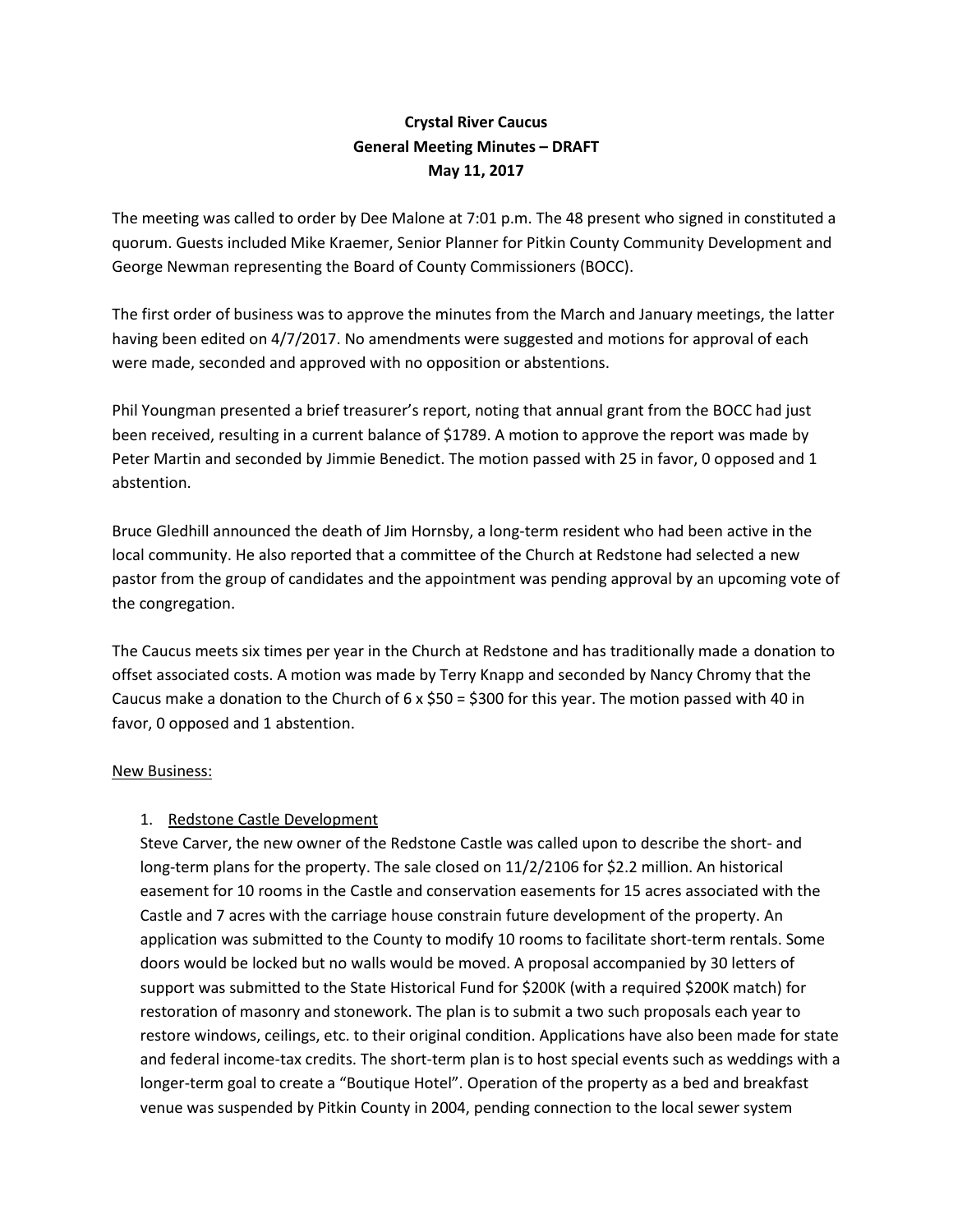**Crystal River Caucus**
**General Meeting Minutes – DRAFT**
**May 11, 2017**

The meeting was called to order by Dee Malone at 7:01 p.m. The 48 present who signed in constituted a quorum. Guests included Mike Kraemer, Senior Planner for Pitkin County Community Development and George Newman representing the Board of County Commissioners (BOCC).

The first order of business was to approve the minutes from the March and January meetings, the latter having been edited on 4/7/2017. No amendments were suggested and motions for approval of each were made, seconded and approved with no opposition or abstentions.

Phil Youngman presented a brief treasurer's report, noting that annual grant from the BOCC had just been received, resulting in a current balance of $1789. A motion to approve the report was made by Peter Martin and seconded by Jimmie Benedict. The motion passed with 25 in favor, 0 opposed and 1 abstention.

Bruce Gledhill announced the death of Jim Hornsby, a long-term resident who had been active in the local community. He also reported that a committee of the Church at Redstone had selected a new pastor from the group of candidates and the appointment was pending approval by an upcoming vote of the congregation.

The Caucus meets six times per year in the Church at Redstone and has traditionally made a donation to offset associated costs. A motion was made by Terry Knapp and seconded by Nancy Chromy that the Caucus make a donation to the Church of 6 x $50 = $300 for this year. The motion passed with 40 in favor, 0 opposed and 1 abstention.

New Business:

1. Redstone Castle Development

Steve Carver, the new owner of the Redstone Castle was called upon to describe the short- and long-term plans for the property. The sale closed on 11/2/2106 for $2.2 million. An historical easement for 10 rooms in the Castle and conservation easements for 15 acres associated with the Castle and 7 acres with the carriage house constrain future development of the property. An application was submitted to the County to modify 10 rooms to facilitate short-term rentals. Some doors would be locked but no walls would be moved. A proposal accompanied by 30 letters of support was submitted to the State Historical Fund for $200K (with a required $200K match) for restoration of masonry and stonework. The plan is to submit a two such proposals each year to restore windows, ceilings, etc. to their original condition. Applications have also been made for state and federal income-tax credits. The short-term plan is to host special events such as weddings with a longer-term goal to create a "Boutique Hotel". Operation of the property as a bed and breakfast venue was suspended by Pitkin County in 2004, pending connection to the local sewer system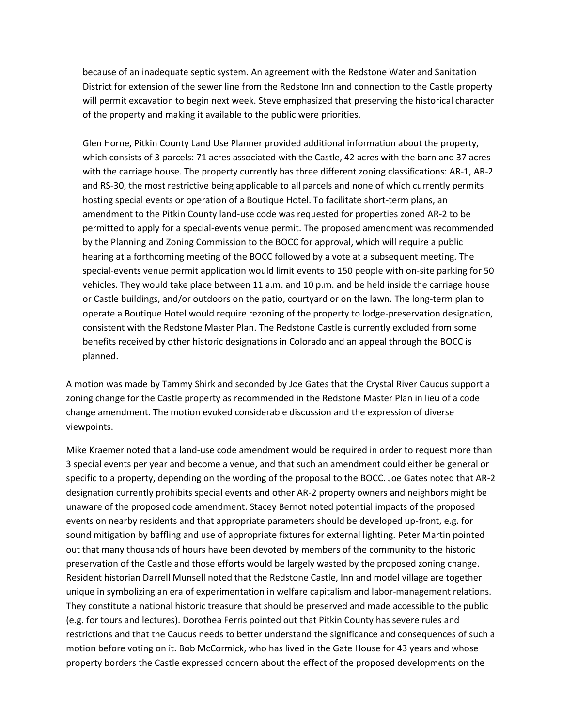because of an inadequate septic system. An agreement with the Redstone Water and Sanitation District for extension of the sewer line from the Redstone Inn and connection to the Castle property will permit excavation to begin next week. Steve emphasized that preserving the historical character of the property and making it available to the public were priorities.

Glen Horne, Pitkin County Land Use Planner provided additional information about the property, which consists of 3 parcels: 71 acres associated with the Castle, 42 acres with the barn and 37 acres with the carriage house. The property currently has three different zoning classifications: AR-1, AR-2 and RS-30, the most restrictive being applicable to all parcels and none of which currently permits hosting special events or operation of a Boutique Hotel. To facilitate short-term plans, an amendment to the Pitkin County land-use code was requested for properties zoned AR-2 to be permitted to apply for a special-events venue permit. The proposed amendment was recommended by the Planning and Zoning Commission to the BOCC for approval, which will require a public hearing at a forthcoming meeting of the BOCC followed by a vote at a subsequent meeting. The special-events venue permit application would limit events to 150 people with on-site parking for 50 vehicles. They would take place between 11 a.m. and 10 p.m. and be held inside the carriage house or Castle buildings, and/or outdoors on the patio, courtyard or on the lawn. The long-term plan to operate a Boutique Hotel would require rezoning of the property to lodge-preservation designation, consistent with the Redstone Master Plan. The Redstone Castle is currently excluded from some benefits received by other historic designations in Colorado and an appeal through the BOCC is planned.

A motion was made by Tammy Shirk and seconded by Joe Gates that the Crystal River Caucus support a zoning change for the Castle property as recommended in the Redstone Master Plan in lieu of a code change amendment. The motion evoked considerable discussion and the expression of diverse viewpoints.

Mike Kraemer noted that a land-use code amendment would be required in order to request more than 3 special events per year and become a venue, and that such an amendment could either be general or specific to a property, depending on the wording of the proposal to the BOCC. Joe Gates noted that AR-2 designation currently prohibits special events and other AR-2 property owners and neighbors might be unaware of the proposed code amendment. Stacey Bernot noted potential impacts of the proposed events on nearby residents and that appropriate parameters should be developed up-front, e.g. for sound mitigation by baffling and use of appropriate fixtures for external lighting. Peter Martin pointed out that many thousands of hours have been devoted by members of the community to the historic preservation of the Castle and those efforts would be largely wasted by the proposed zoning change. Resident historian Darrell Munsell noted that the Redstone Castle, Inn and model village are together unique in symbolizing an era of experimentation in welfare capitalism and labor-management relations. They constitute a national historic treasure that should be preserved and made accessible to the public (e.g. for tours and lectures). Dorothea Ferris pointed out that Pitkin County has severe rules and restrictions and that the Caucus needs to better understand the significance and consequences of such a motion before voting on it. Bob McCormick, who has lived in the Gate House for 43 years and whose property borders the Castle expressed concern about the effect of the proposed developments on the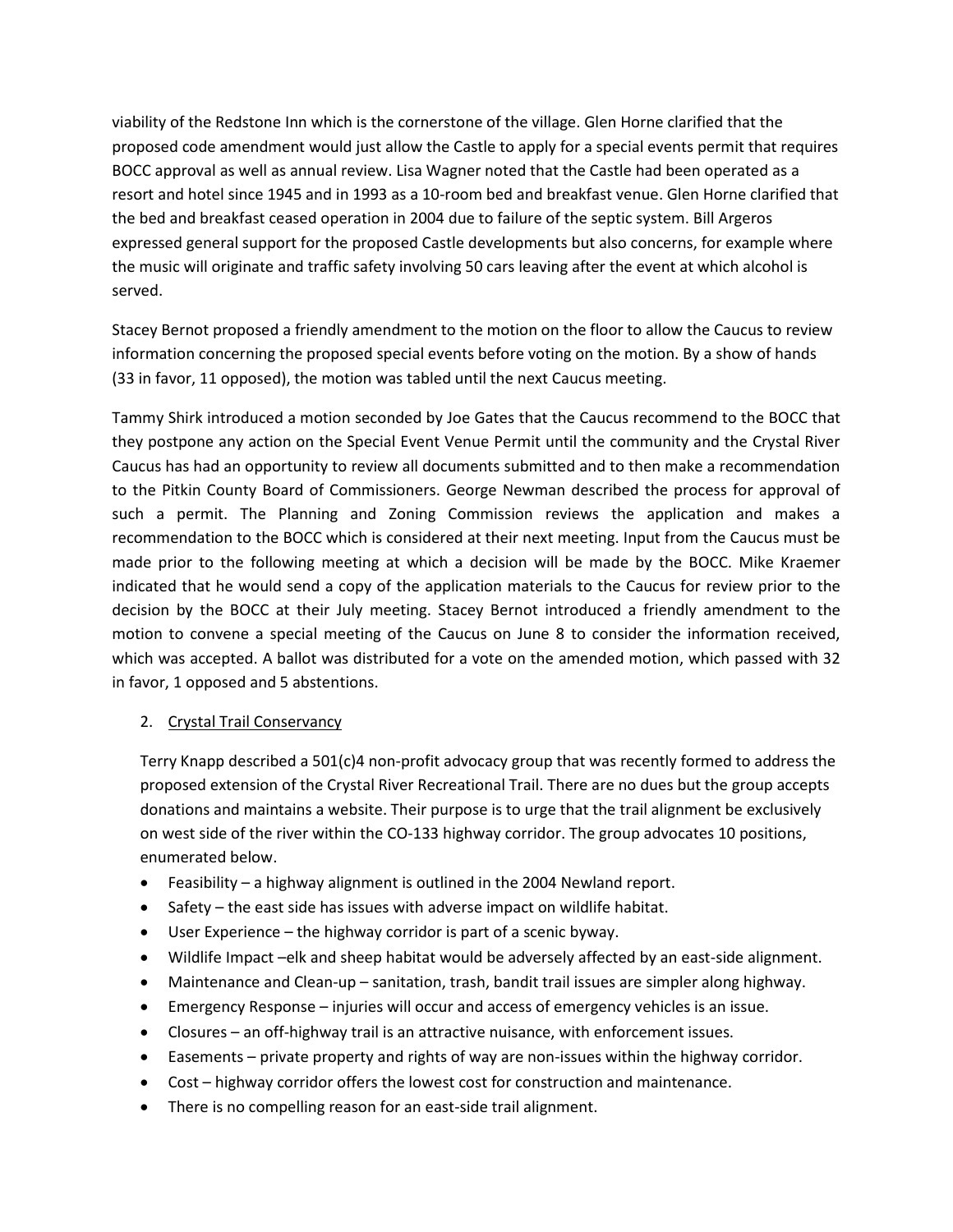viability of the Redstone Inn which is the cornerstone of the village. Glen Horne clarified that the proposed code amendment would just allow the Castle to apply for a special events permit that requires BOCC approval as well as annual review. Lisa Wagner noted that the Castle had been operated as a resort and hotel since 1945 and in 1993 as a 10-room bed and breakfast venue. Glen Horne clarified that the bed and breakfast ceased operation in 2004 due to failure of the septic system. Bill Argeros expressed general support for the proposed Castle developments but also concerns, for example where the music will originate and traffic safety involving 50 cars leaving after the event at which alcohol is served.

Stacey Bernot proposed a friendly amendment to the motion on the floor to allow the Caucus to review information concerning the proposed special events before voting on the motion. By a show of hands (33 in favor, 11 opposed), the motion was tabled until the next Caucus meeting.

Tammy Shirk introduced a motion seconded by Joe Gates that the Caucus recommend to the BOCC that they postpone any action on the Special Event Venue Permit until the community and the Crystal River Caucus has had an opportunity to review all documents submitted and to then make a recommendation to the Pitkin County Board of Commissioners. George Newman described the process for approval of such a permit. The Planning and Zoning Commission reviews the application and makes a recommendation to the BOCC which is considered at their next meeting. Input from the Caucus must be made prior to the following meeting at which a decision will be made by the BOCC. Mike Kraemer indicated that he would send a copy of the application materials to the Caucus for review prior to the decision by the BOCC at their July meeting. Stacey Bernot introduced a friendly amendment to the motion to convene a special meeting of the Caucus on June 8 to consider the information received, which was accepted. A ballot was distributed for a vote on the amended motion, which passed with 32 in favor, 1 opposed and 5 abstentions.

2. <u>Crystal Trail Conservancy</u>

   Terry Knapp described a 501(c)4 non-profit advocacy group that was recently formed to address the proposed extension of the Crystal River Recreational Trail. There are no dues but the group accepts donations and maintains a website. Their purpose is to urge that the trail alignment be exclusively on west side of the river within the CO-133 highway corridor. The group advocates 10 positions, enumerated below.

   - Feasibility – a highway alignment is outlined in the 2004 Newland report.
   - Safety – the east side has issues with adverse impact on wildlife habitat.
   - User Experience – the highway corridor is part of a scenic byway.
   - Wildlife Impact –elk and sheep habitat would be adversely affected by an east-side alignment.
   - Maintenance and Clean-up – sanitation, trash, bandit trail issues are simpler along highway.
   - Emergency Response – injuries will occur and access of emergency vehicles is an issue.
   - Closures – an off-highway trail is an attractive nuisance, with enforcement issues.
   - Easements – private property and rights of way are non-issues within the highway corridor.
   - Cost – highway corridor offers the lowest cost for construction and maintenance.
   - There is no compelling reason for an east-side trail alignment.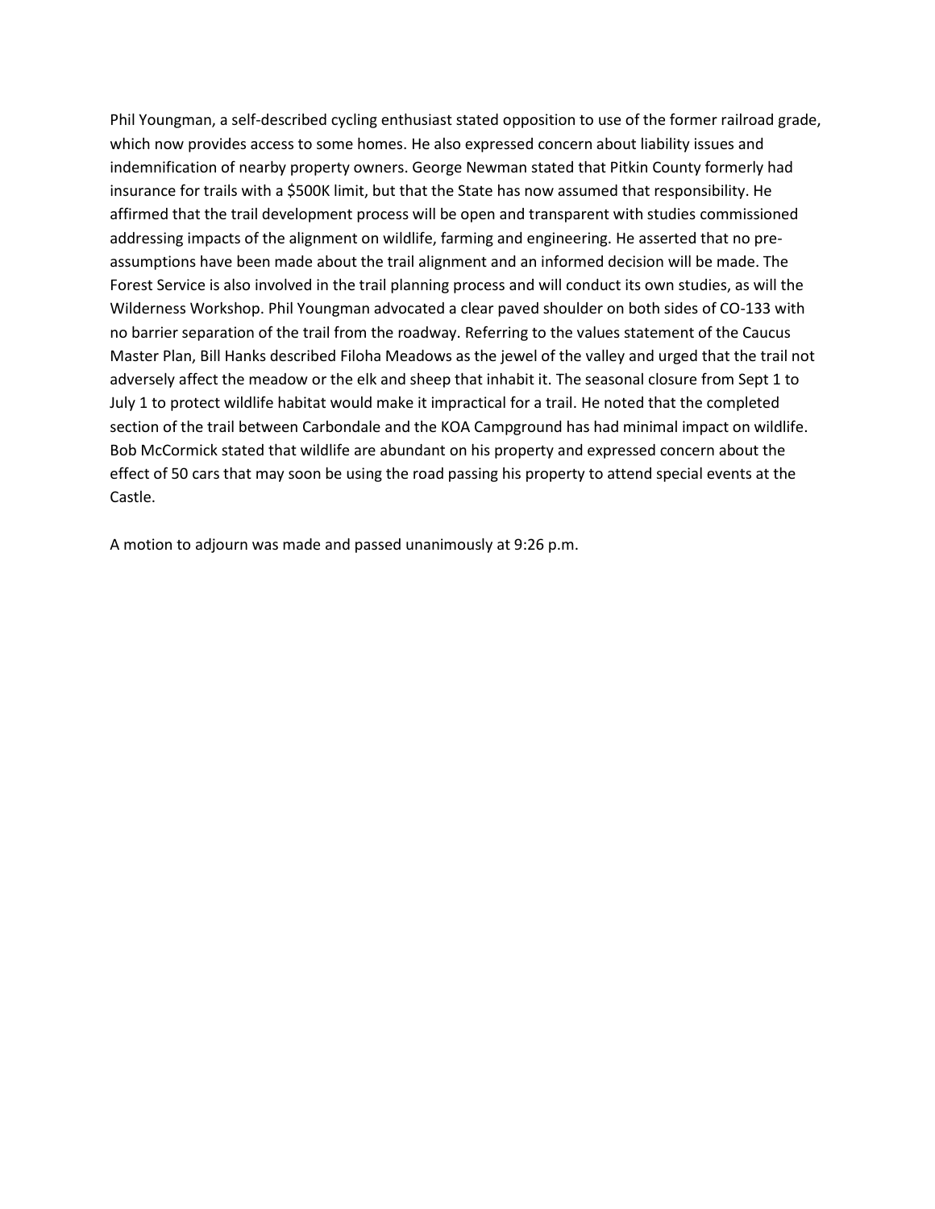Phil Youngman, a self-described cycling enthusiast stated opposition to use of the former railroad grade, which now provides access to some homes. He also expressed concern about liability issues and indemnification of nearby property owners. George Newman stated that Pitkin County formerly had insurance for trails with a $500K limit, but that the State has now assumed that responsibility. He affirmed that the trail development process will be open and transparent with studies commissioned addressing impacts of the alignment on wildlife, farming and engineering. He asserted that no pre-assumptions have been made about the trail alignment and an informed decision will be made. The Forest Service is also involved in the trail planning process and will conduct its own studies, as will the Wilderness Workshop. Phil Youngman advocated a clear paved shoulder on both sides of CO-133 with no barrier separation of the trail from the roadway. Referring to the values statement of the Caucus Master Plan, Bill Hanks described Filoha Meadows as the jewel of the valley and urged that the trail not adversely affect the meadow or the elk and sheep that inhabit it. The seasonal closure from Sept 1 to July 1 to protect wildlife habitat would make it impractical for a trail. He noted that the completed section of the trail between Carbondale and the KOA Campground has had minimal impact on wildlife. Bob McCormick stated that wildlife are abundant on his property and expressed concern about the effect of 50 cars that may soon be using the road passing his property to attend special events at the Castle.

A motion to adjourn was made and passed unanimously at 9:26 p.m.